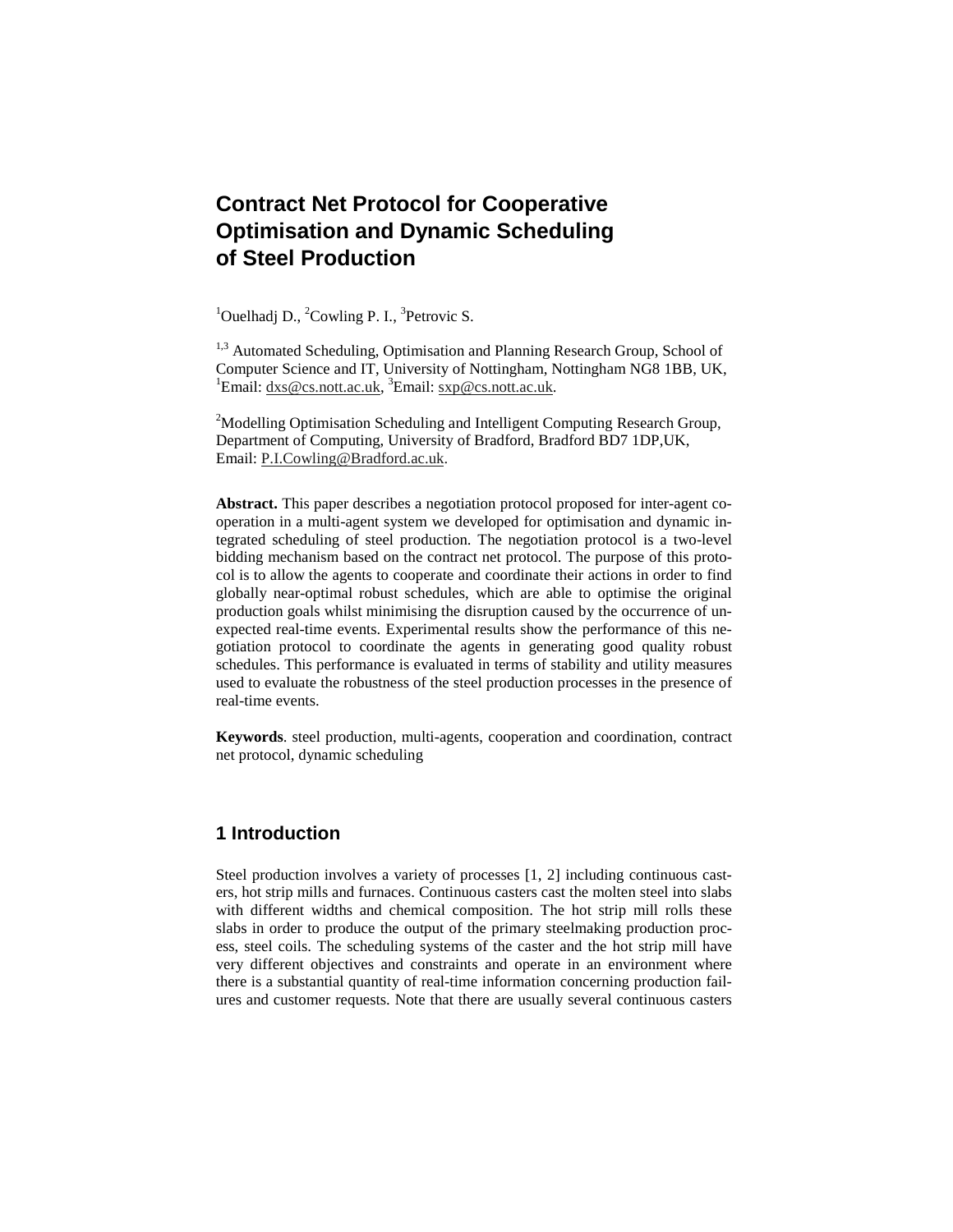# Contract Net Protocol for Cooperative Optimisation and Dynamic Scheduling of Steel Production

[1]Ouelhadj D., [2]Cowling P. I., [3]Petrovic S.

[1,3] Automated Scheduling, Optimisation and Planning Research Group, School of Computer Science and IT, University of Nottingham, Nottingham NG8 1BB, UK, [1]Email: dxs@cs.nott.ac.uk, [3]Email: sxp@cs.nott.ac.uk.

[2]Modelling Optimisation Scheduling and Intelligent Computing Research Group, Department of Computing, University of Bradford, Bradford BD7 1DP,UK, Email: P.I.Cowling@Bradford.ac.uk.

**Abstract.** This paper describes a negotiation protocol proposed for inter-agent cooperation in a multi-agent system we developed for optimisation and dynamic integrated scheduling of steel production. The negotiation protocol is a two-level bidding mechanism based on the contract net protocol. The purpose of this protocol is to allow the agents to cooperate and coordinate their actions in order to find globally near-optimal robust schedules, which are able to optimise the original production goals whilst minimising the disruption caused by the occurrence of unexpected real-time events. Experimental results show the performance of this negotiation protocol to coordinate the agents in generating good quality robust schedules. This performance is evaluated in terms of stability and utility measures used to evaluate the robustness of the steel production processes in the presence of real-time events.

**Keywords**. steel production, multi-agents, cooperation and coordination, contract net protocol, dynamic scheduling

## 1 Introduction

Steel production involves a variety of processes [1, 2] including continuous casters, hot strip mills and furnaces. Continuous casters cast the molten steel into slabs with different widths and chemical composition. The hot strip mill rolls these slabs in order to produce the output of the primary steelmaking production process, steel coils. The scheduling systems of the caster and the hot strip mill have very different objectives and constraints and operate in an environment where there is a substantial quantity of real-time information concerning production failures and customer requests. Note that there are usually several continuous casters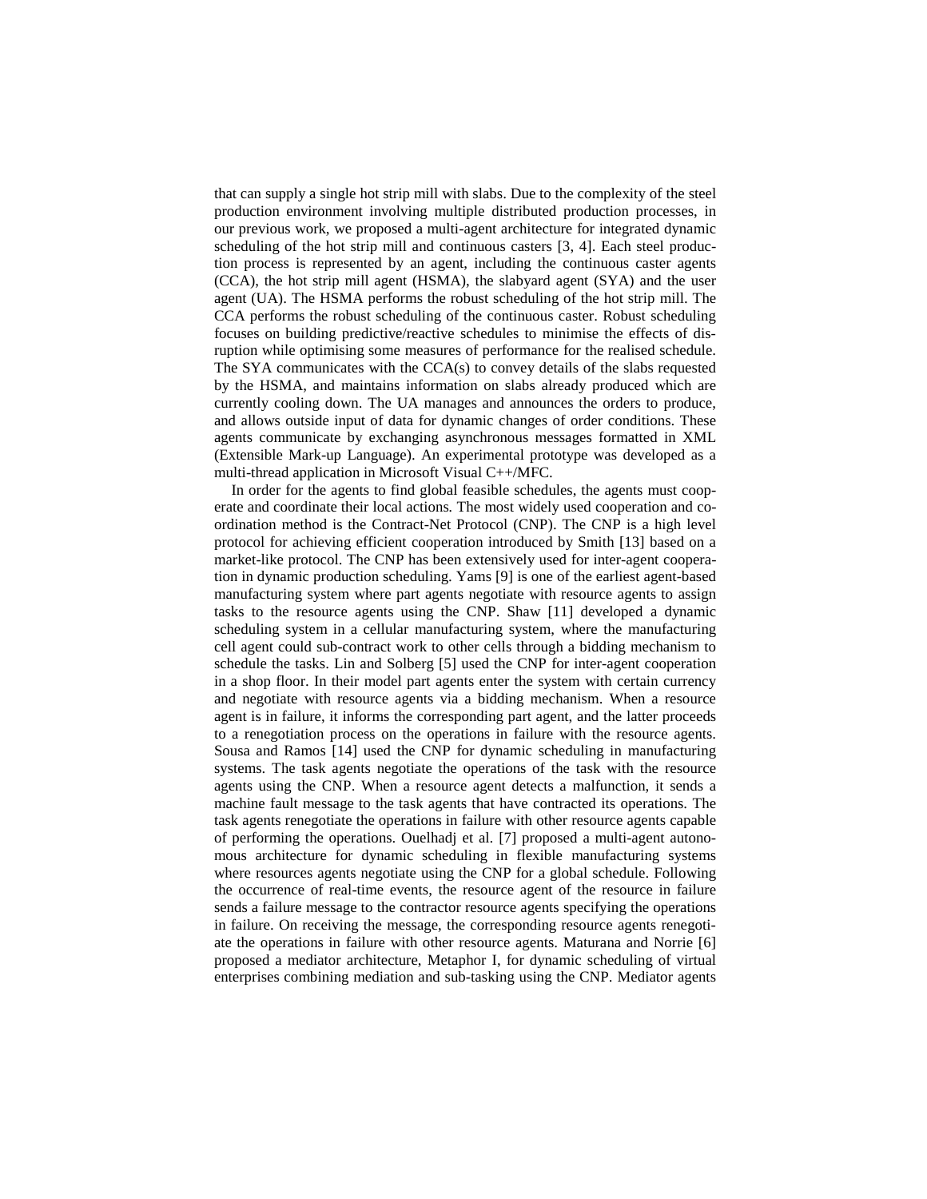that can supply a single hot strip mill with slabs. Due to the complexity of the steel production environment involving multiple distributed production processes, in our previous work, we proposed a multi-agent architecture for integrated dynamic scheduling of the hot strip mill and continuous casters [3, 4]. Each steel production process is represented by an agent, including the continuous caster agents (CCA), the hot strip mill agent (HSMA), the slabyard agent (SYA) and the user agent (UA). The HSMA performs the robust scheduling of the hot strip mill. The CCA performs the robust scheduling of the continuous caster. Robust scheduling focuses on building predictive/reactive schedules to minimise the effects of disruption while optimising some measures of performance for the realised schedule. The SYA communicates with the CCA(s) to convey details of the slabs requested by the HSMA, and maintains information on slabs already produced which are currently cooling down. The UA manages and announces the orders to produce, and allows outside input of data for dynamic changes of order conditions. These agents communicate by exchanging asynchronous messages formatted in XML (Extensible Mark-up Language). An experimental prototype was developed as a multi-thread application in Microsoft Visual C++/MFC.

In order for the agents to find global feasible schedules, the agents must cooperate and coordinate their local actions. The most widely used cooperation and coordination method is the Contract-Net Protocol (CNP). The CNP is a high level protocol for achieving efficient cooperation introduced by Smith [13] based on a market-like protocol. The CNP has been extensively used for inter-agent cooperation in dynamic production scheduling. Yams [9] is one of the earliest agent-based manufacturing system where part agents negotiate with resource agents to assign tasks to the resource agents using the CNP. Shaw [11] developed a dynamic scheduling system in a cellular manufacturing system, where the manufacturing cell agent could sub-contract work to other cells through a bidding mechanism to schedule the tasks. Lin and Solberg [5] used the CNP for inter-agent cooperation in a shop floor. In their model part agents enter the system with certain currency and negotiate with resource agents via a bidding mechanism. When a resource agent is in failure, it informs the corresponding part agent, and the latter proceeds to a renegotiation process on the operations in failure with the resource agents. Sousa and Ramos [14] used the CNP for dynamic scheduling in manufacturing systems. The task agents negotiate the operations of the task with the resource agents using the CNP. When a resource agent detects a malfunction, it sends a machine fault message to the task agents that have contracted its operations. The task agents renegotiate the operations in failure with other resource agents capable of performing the operations. Ouelhadj et al. [7] proposed a multi-agent autonomous architecture for dynamic scheduling in flexible manufacturing systems where resources agents negotiate using the CNP for a global schedule. Following the occurrence of real-time events, the resource agent of the resource in failure sends a failure message to the contractor resource agents specifying the operations in failure. On receiving the message, the corresponding resource agents renegotiate the operations in failure with other resource agents. Maturana and Norrie [6] proposed a mediator architecture, Metaphor I, for dynamic scheduling of virtual enterprises combining mediation and sub-tasking using the CNP. Mediator agents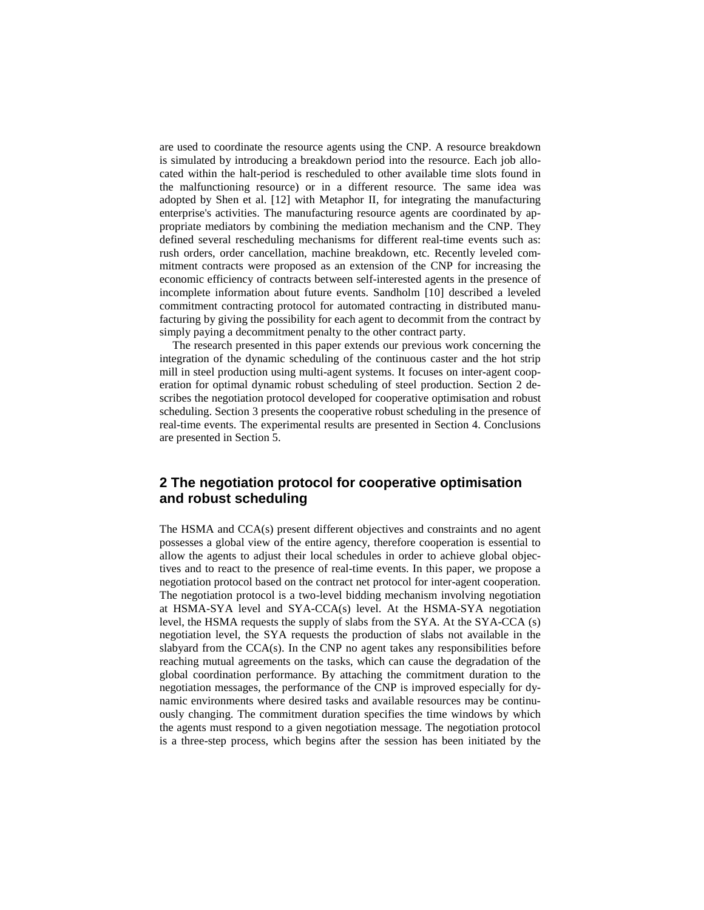are used to coordinate the resource agents using the CNP. A resource breakdown is simulated by introducing a breakdown period into the resource. Each job allocated within the halt-period is rescheduled to other available time slots found in the malfunctioning resource) or in a different resource. The same idea was adopted by Shen et al. [12] with Metaphor II, for integrating the manufacturing enterprise's activities. The manufacturing resource agents are coordinated by appropriate mediators by combining the mediation mechanism and the CNP. They defined several rescheduling mechanisms for different real-time events such as: rush orders, order cancellation, machine breakdown, etc. Recently leveled commitment contracts were proposed as an extension of the CNP for increasing the economic efficiency of contracts between self-interested agents in the presence of incomplete information about future events. Sandholm [10] described a leveled commitment contracting protocol for automated contracting in distributed manufacturing by giving the possibility for each agent to decommit from the contract by simply paying a decommitment penalty to the other contract party.

The research presented in this paper extends our previous work concerning the integration of the dynamic scheduling of the continuous caster and the hot strip mill in steel production using multi-agent systems. It focuses on inter-agent cooperation for optimal dynamic robust scheduling of steel production. Section 2 describes the negotiation protocol developed for cooperative optimisation and robust scheduling. Section 3 presents the cooperative robust scheduling in the presence of real-time events. The experimental results are presented in Section 4. Conclusions are presented in Section 5.

## 2 The negotiation protocol for cooperative optimisation and robust scheduling

The HSMA and CCA(s) present different objectives and constraints and no agent possesses a global view of the entire agency, therefore cooperation is essential to allow the agents to adjust their local schedules in order to achieve global objectives and to react to the presence of real-time events. In this paper, we propose a negotiation protocol based on the contract net protocol for inter-agent cooperation. The negotiation protocol is a two-level bidding mechanism involving negotiation at HSMA-SYA level and SYA-CCA(s) level. At the HSMA-SYA negotiation level, the HSMA requests the supply of slabs from the SYA. At the SYA-CCA (s) negotiation level, the SYA requests the production of slabs not available in the slabyard from the CCA(s). In the CNP no agent takes any responsibilities before reaching mutual agreements on the tasks, which can cause the degradation of the global coordination performance. By attaching the commitment duration to the negotiation messages, the performance of the CNP is improved especially for dynamic environments where desired tasks and available resources may be continuously changing. The commitment duration specifies the time windows by which the agents must respond to a given negotiation message. The negotiation protocol is a three-step process, which begins after the session has been initiated by the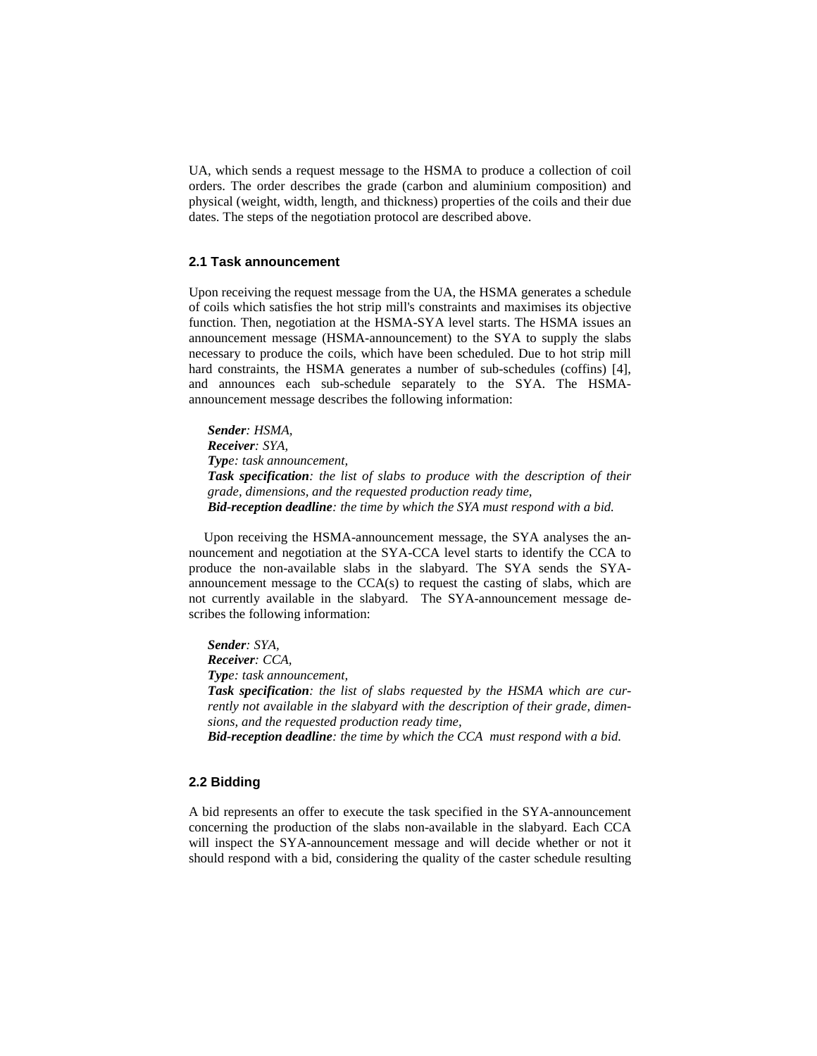UA, which sends a request message to the HSMA to produce a collection of coil orders. The order describes the grade (carbon and aluminium composition) and physical (weight, width, length, and thickness) properties of the coils and their due dates. The steps of the negotiation protocol are described above.

### 2.1 Task announcement

Upon receiving the request message from the UA, the HSMA generates a schedule of coils which satisfies the hot strip mill's constraints and maximises its objective function. Then, negotiation at the HSMA-SYA level starts. The HSMA issues an announcement message (HSMA-announcement) to the SYA to supply the slabs necessary to produce the coils, which have been scheduled. Due to hot strip mill hard constraints, the HSMA generates a number of sub-schedules (coffins) [4], and announces each sub-schedule separately to the SYA. The HSMA-announcement message describes the following information:

> ***Sender**: HSMA,*
> ***Receiver**: SYA,*
> ***Type**: task announcement,*
> ***Task specification**: the list of slabs to produce with the description of their grade, dimensions, and the requested production ready time,*
> ***Bid-reception deadline**: the time by which the SYA must respond with a bid.*

Upon receiving the HSMA-announcement message, the SYA analyses the announcement and negotiation at the SYA-CCA level starts to identify the CCA to produce the non-available slabs in the slabyard. The SYA sends the SYA-announcement message to the CCA(s) to request the casting of slabs, which are not currently available in the slabyard. The SYA-announcement message describes the following information:

> ***Sender**: SYA,*
> ***Receiver**: CCA,*
> ***Type**: task announcement,*
> ***Task specification**: the list of slabs requested by the HSMA which are currently not available in the slabyard with the description of their grade, dimensions, and the requested production ready time,*
> ***Bid-reception deadline**: the time by which the CCA must respond with a bid.*

### 2.2 Bidding

A bid represents an offer to execute the task specified in the SYA-announcement concerning the production of the slabs non-available in the slabyard. Each CCA will inspect the SYA-announcement message and will decide whether or not it should respond with a bid, considering the quality of the caster schedule resulting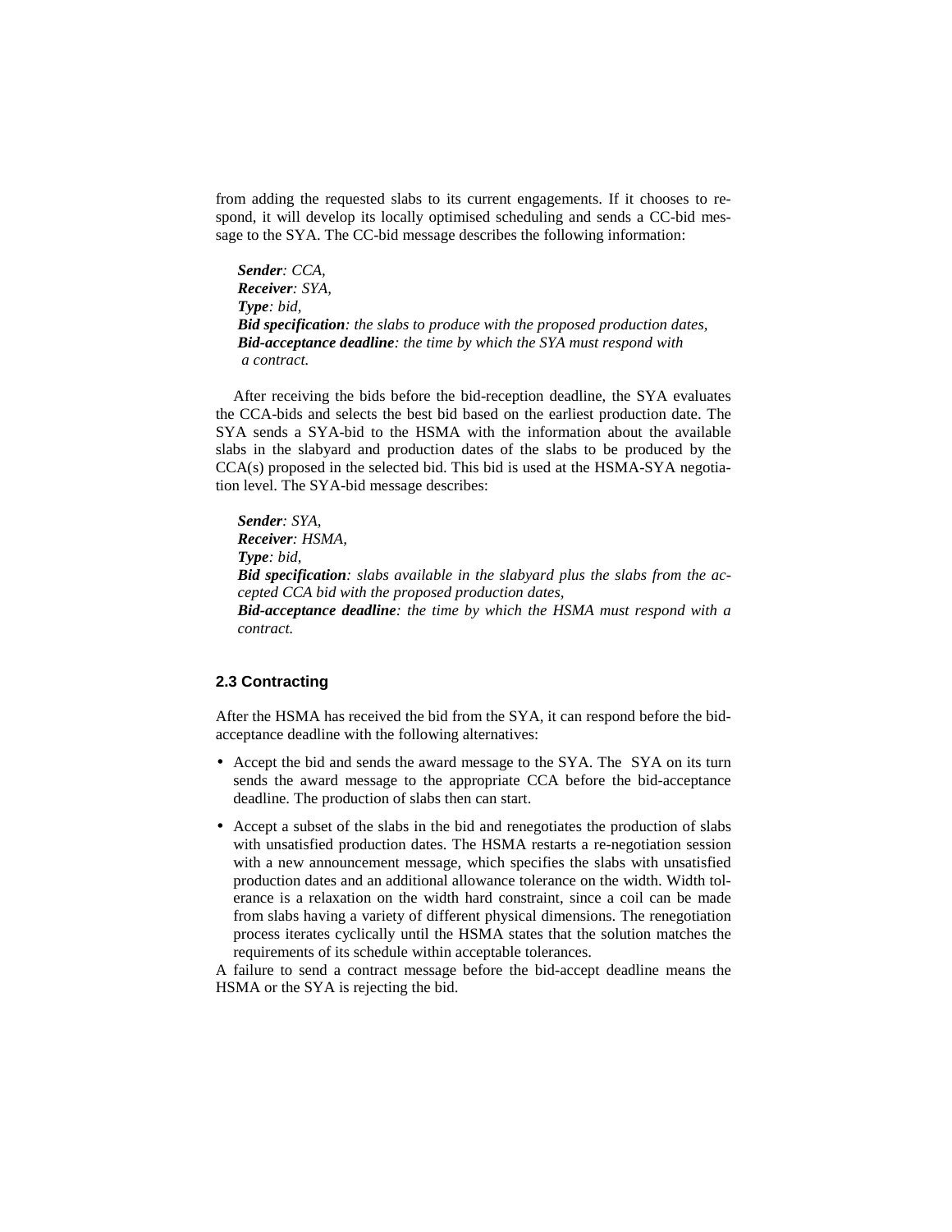from adding the requested slabs to its current engagements. If it chooses to respond, it will develop its locally optimised scheduling and sends a CC-bid message to the SYA. The CC-bid message describes the following information:

> ***Sender****: CCA,*
> ***Receiver****: SYA,*
> ***Type****: bid,*
> ***Bid specification****: the slabs to produce with the proposed production dates,*
> ***Bid-acceptance deadline****: the time by which the SYA must respond with a contract.*

After receiving the bids before the bid-reception deadline, the SYA evaluates the CCA-bids and selects the best bid based on the earliest production date. The SYA sends a SYA-bid to the HSMA with the information about the available slabs in the slabyard and production dates of the slabs to be produced by the CCA(s) proposed in the selected bid. This bid is used at the HSMA-SYA negotiation level. The SYA-bid message describes:

> ***Sender****: SYA,*
> ***Receiver****: HSMA,*
> ***Type****: bid,*
> ***Bid specification****: slabs available in the slabyard plus the slabs from the accepted CCA bid with the proposed production dates,*
> ***Bid-acceptance deadline****: the time by which the HSMA must respond with a contract.*

### 2.3 Contracting

After the HSMA has received the bid from the SYA, it can respond before the bid-acceptance deadline with the following alternatives:

- Accept the bid and sends the award message to the SYA. The SYA on its turn sends the award message to the appropriate CCA before the bid-acceptance deadline. The production of slabs then can start.
- Accept a subset of the slabs in the bid and renegotiates the production of slabs with unsatisfied production dates. The HSMA restarts a re-negotiation session with a new announcement message, which specifies the slabs with unsatisfied production dates and an additional allowance tolerance on the width. Width tolerance is a relaxation on the width hard constraint, since a coil can be made from slabs having a variety of different physical dimensions. The renegotiation process iterates cyclically until the HSMA states that the solution matches the requirements of its schedule within acceptable tolerances.

A failure to send a contract message before the bid-accept deadline means the HSMA or the SYA is rejecting the bid.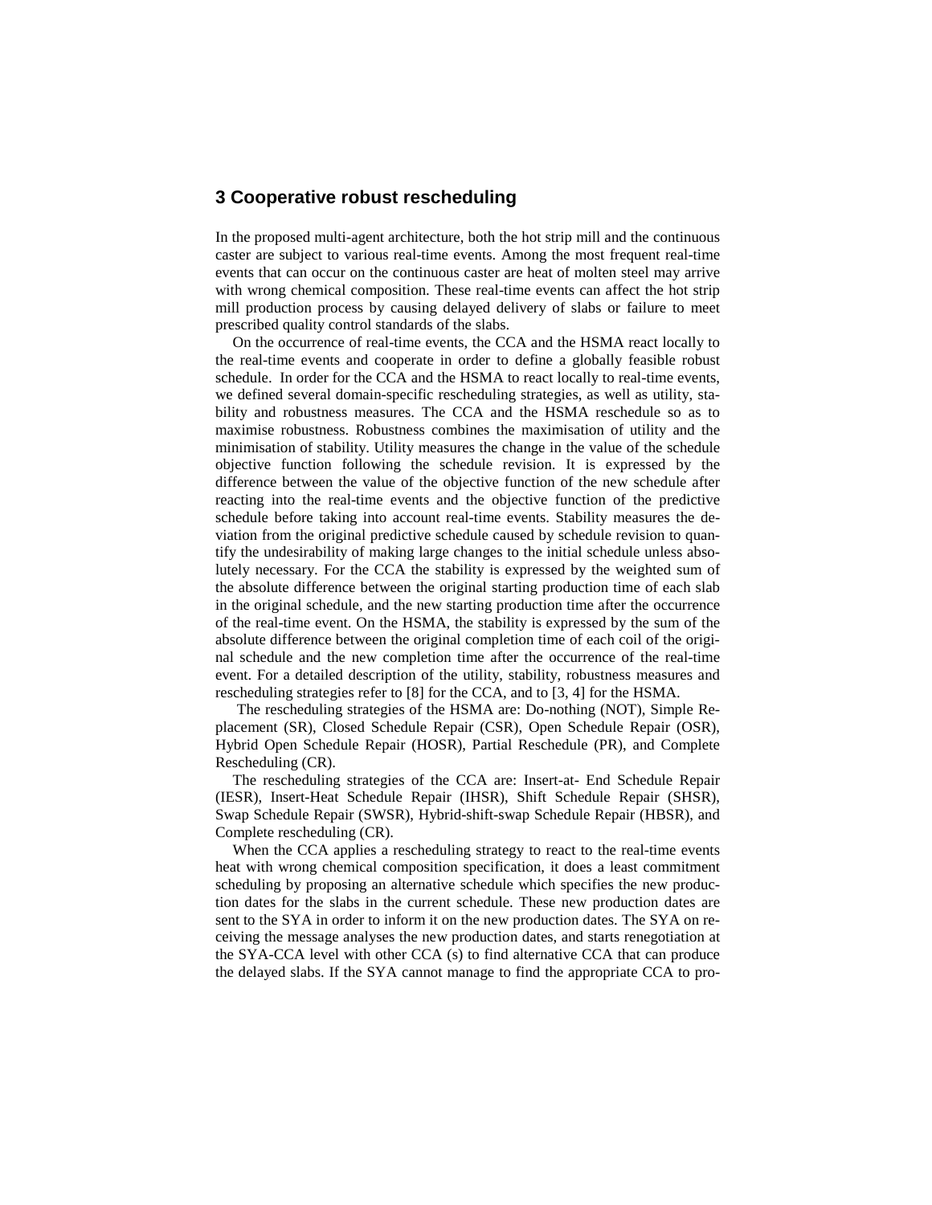## 3 Cooperative robust rescheduling

In the proposed multi-agent architecture, both the hot strip mill and the continuous caster are subject to various real-time events. Among the most frequent real-time events that can occur on the continuous caster are heat of molten steel may arrive with wrong chemical composition. These real-time events can affect the hot strip mill production process by causing delayed delivery of slabs or failure to meet prescribed quality control standards of the slabs.

On the occurrence of real-time events, the CCA and the HSMA react locally to the real-time events and cooperate in order to define a globally feasible robust schedule. In order for the CCA and the HSMA to react locally to real-time events, we defined several domain-specific rescheduling strategies, as well as utility, stability and robustness measures. The CCA and the HSMA reschedule so as to maximise robustness. Robustness combines the maximisation of utility and the minimisation of stability. Utility measures the change in the value of the schedule objective function following the schedule revision. It is expressed by the difference between the value of the objective function of the new schedule after reacting into the real-time events and the objective function of the predictive schedule before taking into account real-time events. Stability measures the deviation from the original predictive schedule caused by schedule revision to quantify the undesirability of making large changes to the initial schedule unless absolutely necessary. For the CCA the stability is expressed by the weighted sum of the absolute difference between the original starting production time of each slab in the original schedule, and the new starting production time after the occurrence of the real-time event. On the HSMA, the stability is expressed by the sum of the absolute difference between the original completion time of each coil of the original schedule and the new completion time after the occurrence of the real-time event. For a detailed description of the utility, stability, robustness measures and rescheduling strategies refer to [8] for the CCA, and to [3, 4] for the HSMA.

The rescheduling strategies of the HSMA are: Do-nothing (NOT), Simple Replacement (SR), Closed Schedule Repair (CSR), Open Schedule Repair (OSR), Hybrid Open Schedule Repair (HOSR), Partial Reschedule (PR), and Complete Rescheduling (CR).

The rescheduling strategies of the CCA are: Insert-at- End Schedule Repair (IESR), Insert-Heat Schedule Repair (IHSR), Shift Schedule Repair (SHSR), Swap Schedule Repair (SWSR), Hybrid-shift-swap Schedule Repair (HBSR), and Complete rescheduling (CR).

When the CCA applies a rescheduling strategy to react to the real-time events heat with wrong chemical composition specification, it does a least commitment scheduling by proposing an alternative schedule which specifies the new production dates for the slabs in the current schedule. These new production dates are sent to the SYA in order to inform it on the new production dates. The SYA on receiving the message analyses the new production dates, and starts renegotiation at the SYA-CCA level with other CCA (s) to find alternative CCA that can produce the delayed slabs. If the SYA cannot manage to find the appropriate CCA to pro-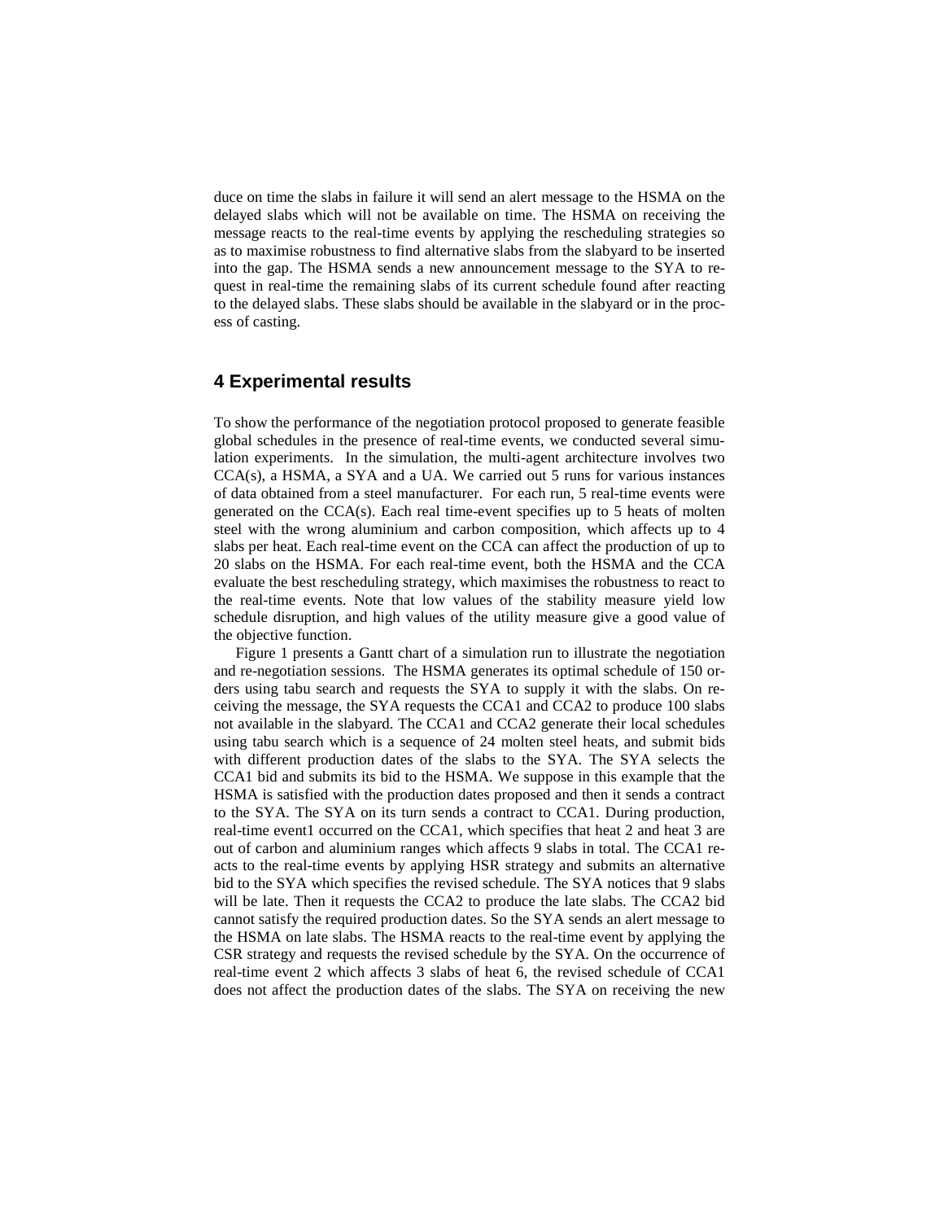duce on time the slabs in failure it will send an alert message to the HSMA on the delayed slabs which will not be available on time. The HSMA on receiving the message reacts to the real-time events by applying the rescheduling strategies so as to maximise robustness to find alternative slabs from the slabyard to be inserted into the gap. The HSMA sends a new announcement message to the SYA to request in real-time the remaining slabs of its current schedule found after reacting to the delayed slabs. These slabs should be available in the slabyard or in the process of casting.

## 4 Experimental results

To show the performance of the negotiation protocol proposed to generate feasible global schedules in the presence of real-time events, we conducted several simulation experiments. In the simulation, the multi-agent architecture involves two CCA(s), a HSMA, a SYA and a UA. We carried out 5 runs for various instances of data obtained from a steel manufacturer. For each run, 5 real-time events were generated on the CCA(s). Each real time-event specifies up to 5 heats of molten steel with the wrong aluminium and carbon composition, which affects up to 4 slabs per heat. Each real-time event on the CCA can affect the production of up to 20 slabs on the HSMA. For each real-time event, both the HSMA and the CCA evaluate the best rescheduling strategy, which maximises the robustness to react to the real-time events. Note that low values of the stability measure yield low schedule disruption, and high values of the utility measure give a good value of the objective function.

Figure 1 presents a Gantt chart of a simulation run to illustrate the negotiation and re-negotiation sessions. The HSMA generates its optimal schedule of 150 orders using tabu search and requests the SYA to supply it with the slabs. On receiving the message, the SYA requests the CCA1 and CCA2 to produce 100 slabs not available in the slabyard. The CCA1 and CCA2 generate their local schedules using tabu search which is a sequence of 24 molten steel heats, and submit bids with different production dates of the slabs to the SYA. The SYA selects the CCA1 bid and submits its bid to the HSMA. We suppose in this example that the HSMA is satisfied with the production dates proposed and then it sends a contract to the SYA. The SYA on its turn sends a contract to CCA1. During production, real-time event1 occurred on the CCA1, which specifies that heat 2 and heat 3 are out of carbon and aluminium ranges which affects 9 slabs in total. The CCA1 reacts to the real-time events by applying HSR strategy and submits an alternative bid to the SYA which specifies the revised schedule. The SYA notices that 9 slabs will be late. Then it requests the CCA2 to produce the late slabs. The CCA2 bid cannot satisfy the required production dates. So the SYA sends an alert message to the HSMA on late slabs. The HSMA reacts to the real-time event by applying the CSR strategy and requests the revised schedule by the SYA. On the occurrence of real-time event 2 which affects 3 slabs of heat 6, the revised schedule of CCA1 does not affect the production dates of the slabs. The SYA on receiving the new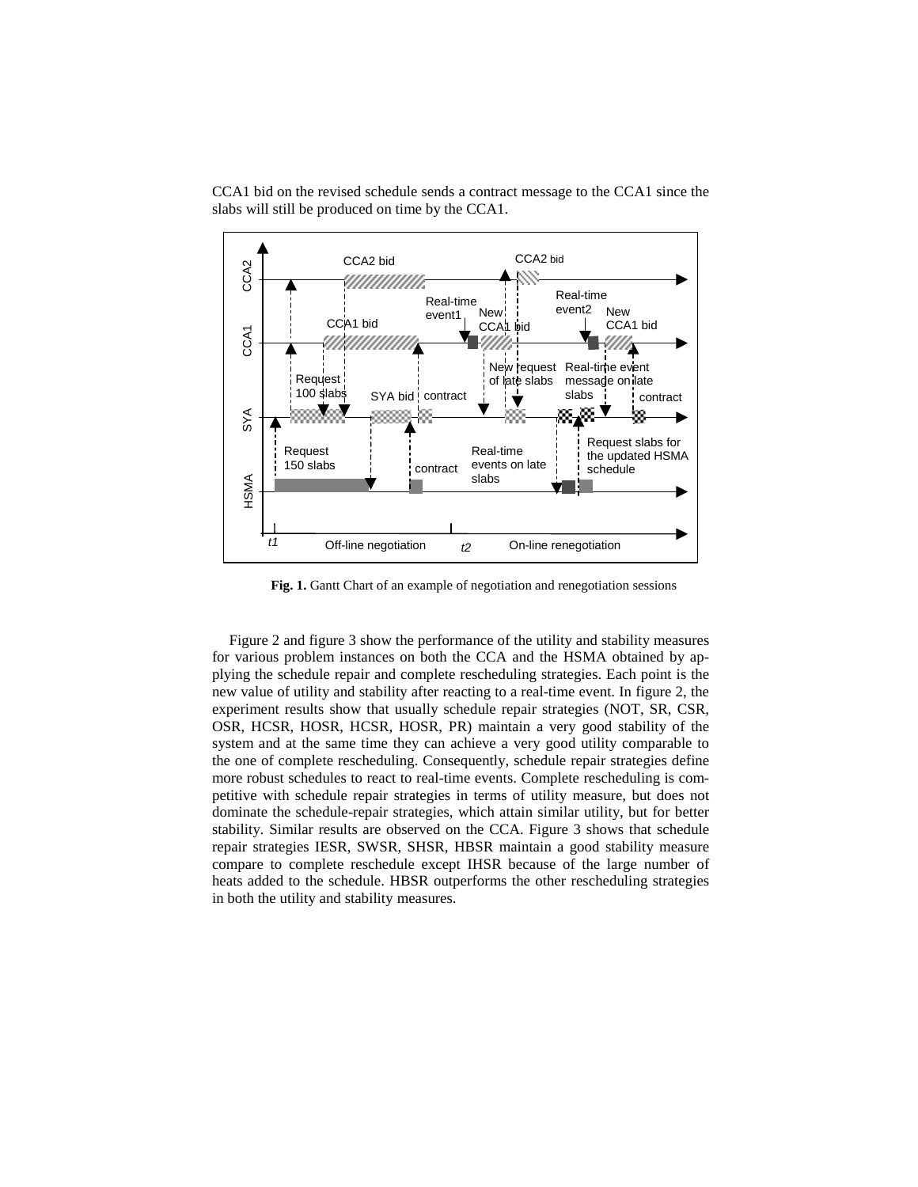CCA1 bid on the revised schedule sends a contract message to the CCA1 since the slabs will still be produced on time by the CCA1.

**Fig. 1.** Gantt Chart of an example of negotiation and renegotiation sessions

Figure 2 and figure 3 show the performance of the utility and stability measures for various problem instances on both the CCA and the HSMA obtained by applying the schedule repair and complete rescheduling strategies. Each point is the new value of utility and stability after reacting to a real-time event. In figure 2, the experiment results show that usually schedule repair strategies (NOT, SR, CSR, OSR, HCSR, HOSR, HCSR, HOSR, PR) maintain a very good stability of the system and at the same time they can achieve a very good utility comparable to the one of complete rescheduling. Consequently, schedule repair strategies define more robust schedules to react to real-time events. Complete rescheduling is competitive with schedule repair strategies in terms of utility measure, but does not dominate the schedule-repair strategies, which attain similar utility, but for better stability. Similar results are observed on the CCA. Figure 3 shows that schedule repair strategies IESR, SWSR, SHSR, HBSR maintain a good stability measure compare to complete reschedule except IHSR because of the large number of heats added to the schedule. HBSR outperforms the other rescheduling strategies in both the utility and stability measures.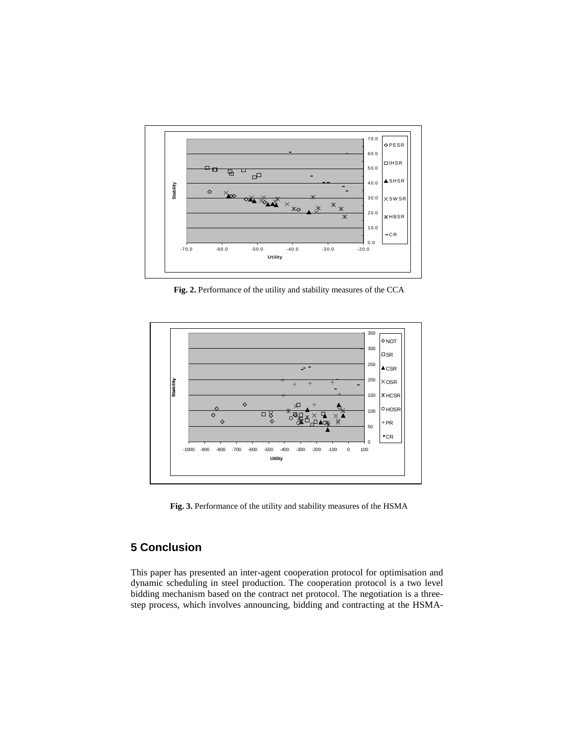**Fig. 2.** Performance of the utility and stability measures of the CCA

**Fig. 3.** Performance of the utility and stability measures of the HSMA

## 5 Conclusion

This paper has presented an inter-agent cooperation protocol for optimisation and dynamic scheduling in steel production. The cooperation protocol is a two level bidding mechanism based on the contract net protocol. The negotiation is a three-step process, which involves announcing, bidding and contracting at the HSMA-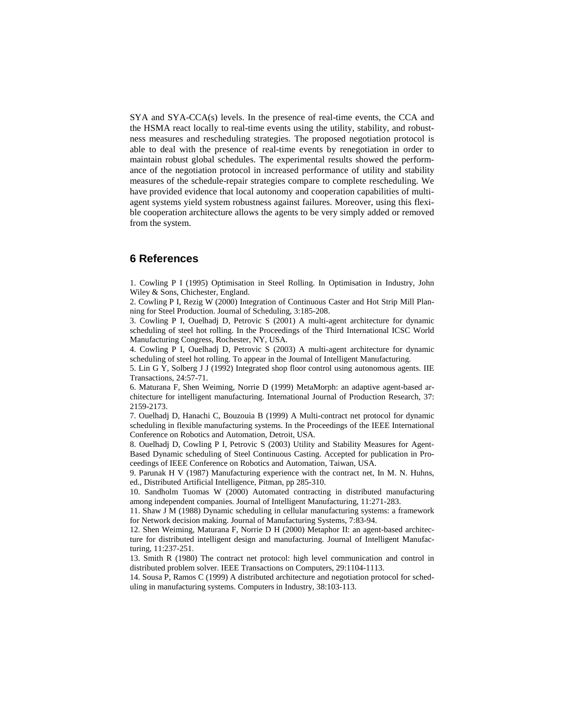SYA and SYA-CCA(s) levels. In the presence of real-time events, the CCA and the HSMA react locally to real-time events using the utility, stability, and robustness measures and rescheduling strategies. The proposed negotiation protocol is able to deal with the presence of real-time events by renegotiation in order to maintain robust global schedules. The experimental results showed the performance of the negotiation protocol in increased performance of utility and stability measures of the schedule-repair strategies compare to complete rescheduling. We have provided evidence that local autonomy and cooperation capabilities of multi-agent systems yield system robustness against failures. Moreover, using this flexible cooperation architecture allows the agents to be very simply added or removed from the system.

## 6 References

1. Cowling P I (1995) Optimisation in Steel Rolling. In Optimisation in Industry, John Wiley & Sons, Chichester, England.
2. Cowling P I, Rezig W (2000) Integration of Continuous Caster and Hot Strip Mill Planning for Steel Production. Journal of Scheduling, 3:185-208.
3. Cowling P I, Ouelhadj D, Petrovic S (2001) A multi-agent architecture for dynamic scheduling of steel hot rolling. In the Proceedings of the Third International ICSC World Manufacturing Congress, Rochester, NY, USA.
4. Cowling P I, Ouelhadj D, Petrovic S (2003) A multi-agent architecture for dynamic scheduling of steel hot rolling. To appear in the Journal of Intelligent Manufacturing.
5. Lin G Y, Solberg J J (1992) Integrated shop floor control using autonomous agents. IIE Transactions, 24:57-71.
6. Maturana F, Shen Weiming, Norrie D (1999) MetaMorph: an adaptive agent-based architecture for intelligent manufacturing. International Journal of Production Research, 37: 2159-2173.
7. Ouelhadj D, Hanachi C, Bouzouia B (1999) A Multi-contract net protocol for dynamic scheduling in flexible manufacturing systems. In the Proceedings of the IEEE International Conference on Robotics and Automation, Detroit, USA.
8. Ouelhadj D, Cowling P I, Petrovic S (2003) Utility and Stability Measures for Agent-Based Dynamic scheduling of Steel Continuous Casting. Accepted for publication in Proceedings of IEEE Conference on Robotics and Automation, Taiwan, USA.
9. Parunak H V (1987) Manufacturing experience with the contract net, In M. N. Huhns, ed., Distributed Artificial Intelligence, Pitman, pp 285-310.
10. Sandholm Tuomas W (2000) Automated contracting in distributed manufacturing among independent companies. Journal of Intelligent Manufacturing, 11:271-283.
11. Shaw J M (1988) Dynamic scheduling in cellular manufacturing systems: a framework for Network decision making. Journal of Manufacturing Systems, 7:83-94.
12. Shen Weiming, Maturana F, Norrie D H (2000) Metaphor II: an agent-based architecture for distributed intelligent design and manufacturing. Journal of Intelligent Manufacturing, 11:237-251.
13. Smith R (1980) The contract net protocol: high level communication and control in distributed problem solver. IEEE Transactions on Computers, 29:1104-1113.
14. Sousa P, Ramos C (1999) A distributed architecture and negotiation protocol for scheduling in manufacturing systems. Computers in Industry, 38:103-113.